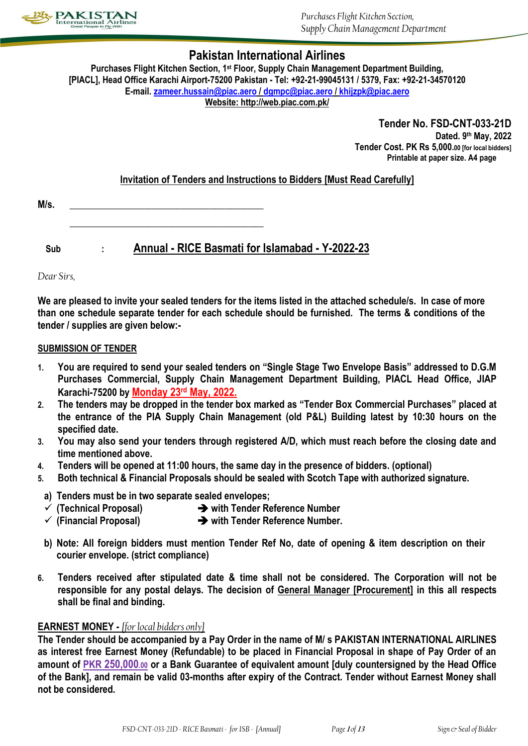# Pakistan International Airlines

**Purchases Flight Kitchen Section, 1st Floor, Supply Chain Management Department Building,**
**[PIACL], Head Office Karachi Airport-75200 Pakistan - Tel: +92-21-99045131 / 5379, Fax: +92-21-34570120**
**E-mail. zameer.hussain@piac.aero / dgmpc@piac.aero / khijzpk@piac.aero**
**Website: http://web.piac.com.pk/**

**Tender No. FSD-CNT-033-21D**
**Dated. 9th May, 2022**
**Tender Cost. PK Rs 5,000.00 [for local bidders]**
**Printable at paper size. A4 page**

## Invitation of Tenders and Instructions to Bidders [Must Read Carefully]

**M/s.** ________________________________________

________________________________________

**Sub : Annual - RICE Basmati for Islamabad - Y-2022-23**

*Dear Sirs,*

**We are pleased to invite your sealed tenders for the items listed in the attached schedule/s. In case of more than one schedule separate tender for each schedule should be furnished. The terms & conditions of the tender / supplies are given below:-**

### SUBMISSION OF TENDER

1. **You are required to send your sealed tenders on "Single Stage Two Envelope Basis" addressed to D.G.M Purchases Commercial, Supply Chain Management Department Building, PIACL Head Office, JIAP Karachi-75200 by Monday 23rd May, 2022.**
2. **The tenders may be dropped in the tender box marked as "Tender Box Commercial Purchases" placed at the entrance of the PIA Supply Chain Management (old P&L) Building latest by 10:30 hours on the specified date.**
3. **You may also send your tenders through registered A/D, which must reach before the closing date and time mentioned above.**
4. **Tenders will be opened at 11:00 hours, the same day in the presence of bidders. (optional)**
5. **Both technical & Financial Proposals should be sealed with Scotch Tape with authorized signature.**

   a) **Tenders must be in two separate sealed envelopes;**
   - ✓ **(Technical Proposal)** ➔ **with Tender Reference Number**
   - ✓ **(Financial Proposal)** ➔ **with Tender Reference Number.**

   b) **Note: All foreign bidders must mention Tender Ref No, date of opening & item description on their courier envelope. (strict compliance)**

6. **Tenders received after stipulated date & time shall not be considered. The Corporation will not be responsible for any postal delays. The decision of General Manager [Procurement] in this all respects shall be final and binding.**

### EARNEST MONEY - *[for local bidders only]*

**The Tender should be accompanied by a Pay Order in the name of M/ s PAKISTAN INTERNATIONAL AIRLINES as interest free Earnest Money (Refundable) to be placed in Financial Proposal in shape of Pay Order of an amount of PKR 250,000.00 or a Bank Guarantee of equivalent amount [duly countersigned by the Head Office of the Bank], and remain be valid 03-months after expiry of the Contract. Tender without Earnest Money shall not be considered.**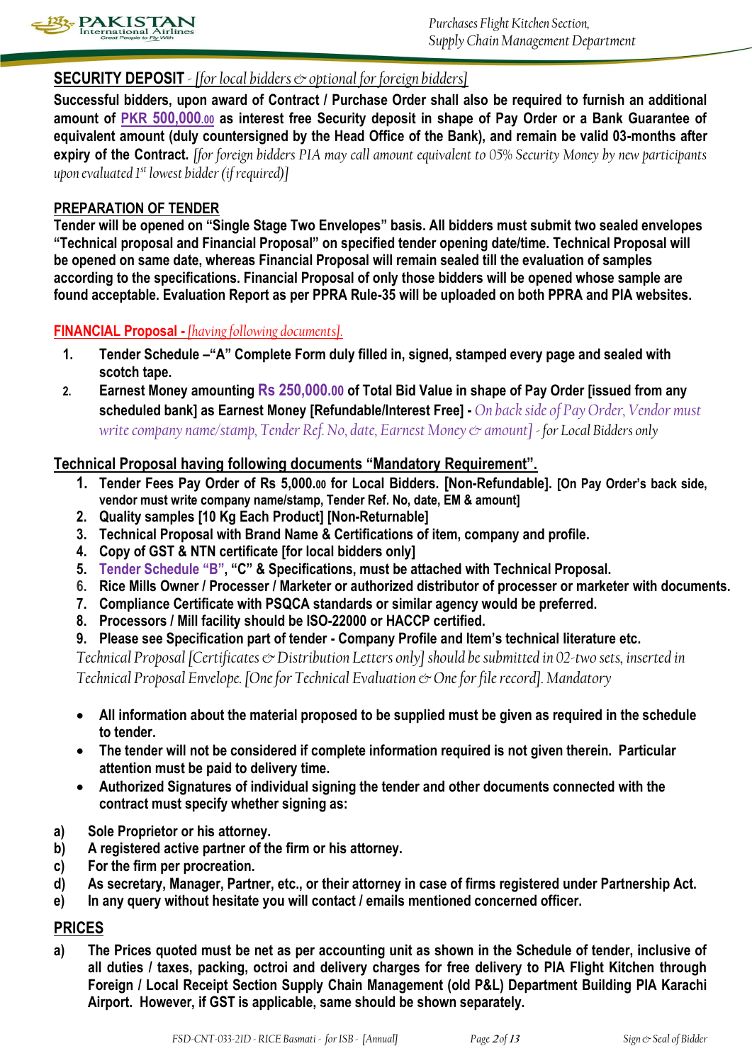**SECURITY DEPOSIT** - *[for local bidders & optional for foreign bidders]*

**Successful bidders, upon award of Contract / Purchase Order shall also be required to furnish an additional amount of PKR 500,000.00 as interest free Security deposit in shape of Pay Order or a Bank Guarantee of equivalent amount (duly countersigned by the Head Office of the Bank), and remain be valid 03-months after expiry of the Contract.** *[for foreign bidders PIA may call amount equivalent to 05% Security Money by new participants upon evaluated 1st lowest bidder (if required)]*

**PREPARATION OF TENDER**

**Tender will be opened on "Single Stage Two Envelopes" basis. All bidders must submit two sealed envelopes "Technical proposal and Financial Proposal" on specified tender opening date/time. Technical Proposal will be opened on same date, whereas Financial Proposal will remain sealed till the evaluation of samples according to the specifications. Financial Proposal of only those bidders will be opened whose sample are found acceptable. Evaluation Report as per PPRA Rule-35 will be uploaded on both PPRA and PIA websites.**

**FINANCIAL Proposal -** *[having following documents].*

1. **Tender Schedule –"A" Complete Form duly filled in, signed, stamped every page and sealed with scotch tape.**
2. **Earnest Money amounting Rs 250,000.00 of Total Bid Value in shape of Pay Order [issued from any scheduled bank] as Earnest Money [Refundable/Interest Free] -** *On back side of Pay Order, Vendor must write company name/stamp, Tender Ref. No, date, Earnest Money & amount] - for Local Bidders only*

**Technical Proposal having following documents "Mandatory Requirement".**

1. **Tender Fees Pay Order of Rs 5,000.00 for Local Bidders. [Non-Refundable]. [On Pay Order's back side, vendor must write company name/stamp, Tender Ref. No, date, EM & amount]**
2. **Quality samples [10 Kg Each Product] [Non-Returnable]**
3. **Technical Proposal with Brand Name & Certifications of item, company and profile.**
4. **Copy of GST & NTN certificate [for local bidders only]**
5. **Tender Schedule "B", "C" & Specifications, must be attached with Technical Proposal.**
6. **Rice Mills Owner / Processer / Marketer or authorized distributor of processer or marketer with documents.**
7. **Compliance Certificate with PSQCA standards or similar agency would be preferred.**
8. **Processors / Mill facility should be ISO-22000 or HACCP certified.**
9. **Please see Specification part of tender - Company Profile and Item's technical literature etc.**

*Technical Proposal [Certificates & Distribution Letters only] should be submitted in 02-two sets, inserted in Technical Proposal Envelope. [One for Technical Evaluation & One for file record]. Mandatory*

- **All information about the material proposed to be supplied must be given as required in the schedule to tender.**
- **The tender will not be considered if complete information required is not given therein. Particular attention must be paid to delivery time.**
- **Authorized Signatures of individual signing the tender and other documents connected with the contract must specify whether signing as:**

a) **Sole Proprietor or his attorney.**
b) **A registered active partner of the firm or his attorney.**
c) **For the firm per procreation.**
d) **As secretary, Manager, Partner, etc., or their attorney in case of firms registered under Partnership Act.**
e) **In any query without hesitate you will contact / emails mentioned concerned officer.**

**PRICES**

a) **The Prices quoted must be net as per accounting unit as shown in the Schedule of tender, inclusive of all duties / taxes, packing, octroi and delivery charges for free delivery to PIA Flight Kitchen through Foreign / Local Receipt Section Supply Chain Management (old P&L) Department Building PIA Karachi Airport. However, if GST is applicable, same should be shown separately.**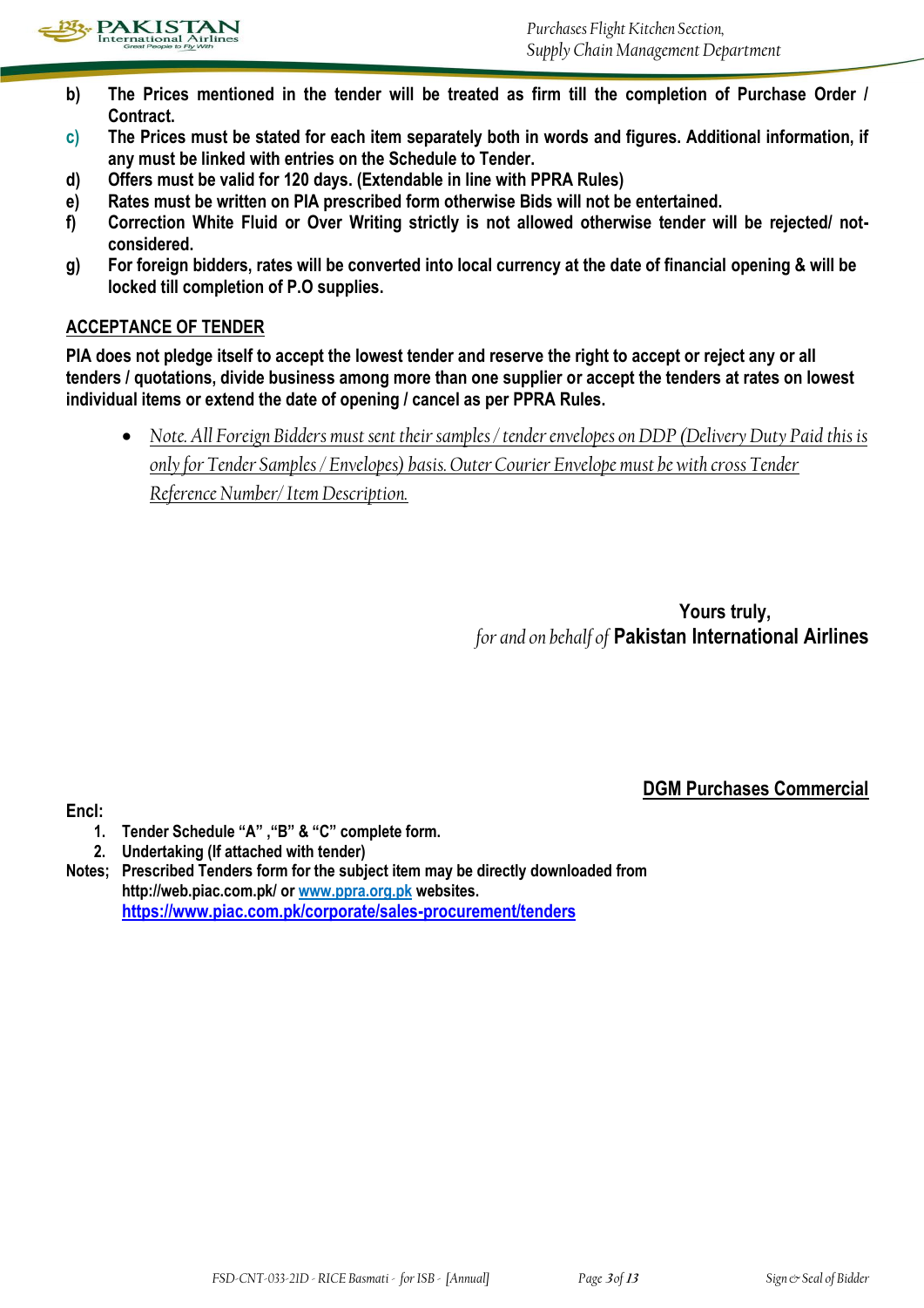**b) The Prices mentioned in the tender will be treated as firm till the completion of Purchase Order / Contract.**

**c) The Prices must be stated for each item separately both in words and figures. Additional information, if any must be linked with entries on the Schedule to Tender.**

**d) Offers must be valid for 120 days. (Extendable in line with PPRA Rules)**

**e) Rates must be written on PIA prescribed form otherwise Bids will not be entertained.**

**f) Correction White Fluid or Over Writing strictly is not allowed otherwise tender will be rejected/ not-considered.**

**g) For foreign bidders, rates will be converted into local currency at the date of financial opening & will be locked till completion of P.O supplies.**

## ACCEPTANCE OF TENDER

**PIA does not pledge itself to accept the lowest tender and reserve the right to accept or reject any or all tenders / quotations, divide business among more than one supplier or accept the tenders at rates on lowest individual items or extend the date of opening / cancel as per PPRA Rules.**

- *Note. All Foreign Bidders must sent their samples / tender envelopes on DDP (Delivery Duty Paid this is only for Tender Samples / Envelopes) basis. Outer Courier Envelope must be with cross Tender Reference Number/ Item Description.*

**Yours truly,**
*for and on behalf of* **Pakistan International Airlines**

**DGM Purchases Commercial**

**Encl:**

1. **Tender Schedule "A" ,"B" & "C" complete form.**
2. **Undertaking (If attached with tender)**

**Notes; Prescribed Tenders form for the subject item may be directly downloaded from http://web.piac.com.pk/ or www.ppra.org.pk websites.**
**https://www.piac.com.pk/corporate/sales-procurement/tenders**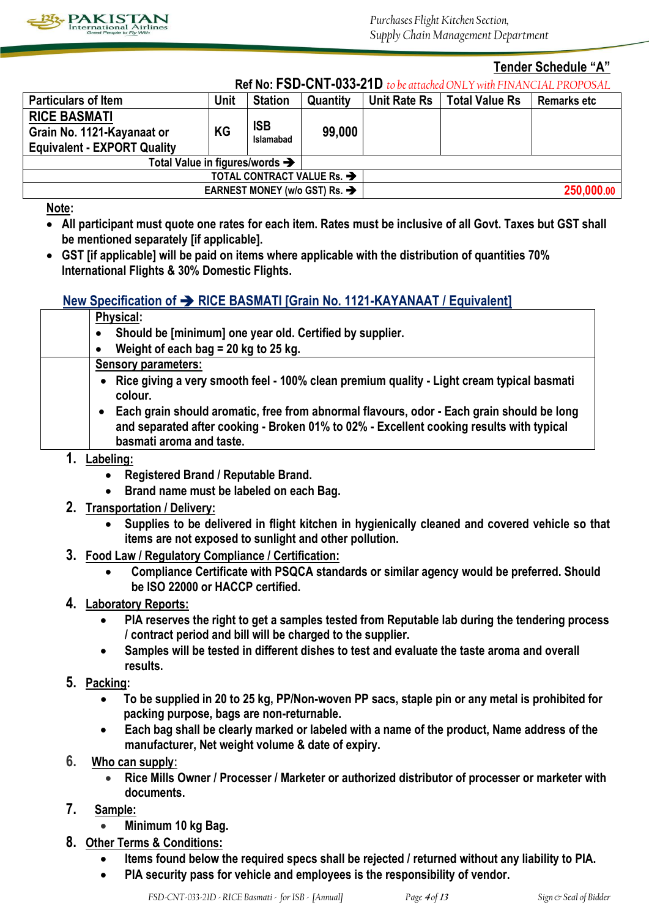## Tender Schedule "A"

**Ref No: FSD-CNT-033-21D** *to be attached ONLY with FINANCIAL PROPOSAL*

| Particulars of Item | Unit | Station | Quantity | Unit Rate Rs | Total Value Rs | Remarks etc |
|---|---|---|---|---|---|---|
| **RICE BASMATI** Grain No. 1121-Kayanaat or Equivalent - EXPORT Quality | KG | ISB Islamabad | 99,000 | | | |
| Total Value in figures/words ➔ | | | | | | |
| TOTAL CONTRACT VALUE Rs. ➔ | | | | | | |
| EARNEST MONEY (w/o GST) Rs. ➔ | | | | | | 250,000.00 |

**Note:**

- All participant must quote one rates for each item. Rates must be inclusive of all Govt. Taxes but GST shall be mentioned separately [if applicable].
- GST [if applicable] will be paid on items where applicable with the distribution of quantities 70% International Flights & 30% Domestic Flights.

### New Specification of ➔ RICE BASMATI [Grain No. 1121-KAYANAAT / Equivalent]

| | |
|---|---|
| | **Physical:** <br>• Should be [minimum] one year old. Certified by supplier. <br>• Weight of each bag = 20 kg to 25 kg. |
| | **Sensory parameters:** <br>• Rice giving a very smooth feel - 100% clean premium quality - Light cream typical basmati colour. <br>• Each grain should aromatic, free from abnormal flavours, odor - Each grain should be long and separated after cooking - Broken 01% to 02% - Excellent cooking results with typical basmati aroma and taste. |

1. **Labeling:**
   - Registered Brand / Reputable Brand.
   - Brand name must be labeled on each Bag.
2. **Transportation / Delivery:**
   - Supplies to be delivered in flight kitchen in hygienically cleaned and covered vehicle so that items are not exposed to sunlight and other pollution.
3. **Food Law / Regulatory Compliance / Certification:**
   - Compliance Certificate with PSQCA standards or similar agency would be preferred. Should be ISO 22000 or HACCP certified.
4. **Laboratory Reports:**
   - PIA reserves the right to get a samples tested from Reputable lab during the tendering process / contract period and bill will be charged to the supplier.
   - Samples will be tested in different dishes to test and evaluate the taste aroma and overall results.
5. **Packing:**
   - To be supplied in 20 to 25 kg, PP/Non-woven PP sacs, staple pin or any metal is prohibited for packing purpose, bags are non-returnable.
   - Each bag shall be clearly marked or labeled with a name of the product, Name address of the manufacturer, Net weight volume & date of expiry.
6. **Who can supply:**
   - Rice Mills Owner / Processer / Marketer or authorized distributor of processer or marketer with documents.
7. **Sample:**
   - Minimum 10 kg Bag.
8. **Other Terms & Conditions:**
   - Items found below the required specs shall be rejected / returned without any liability to PIA.
   - PIA security pass for vehicle and employees is the responsibility of vendor.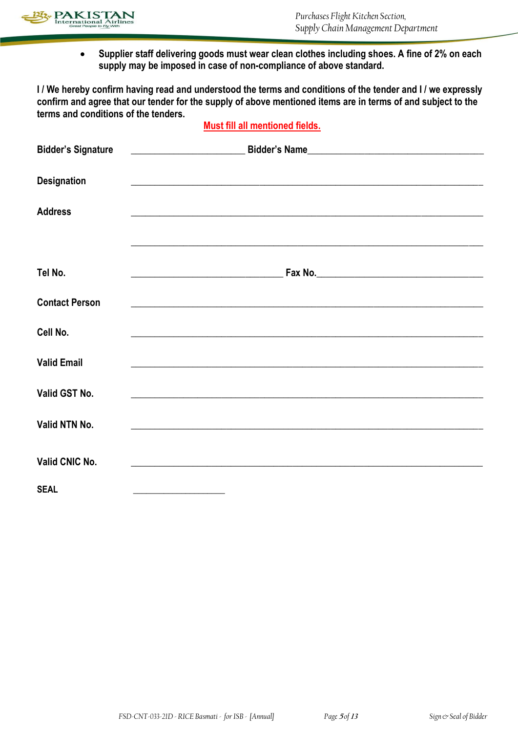- **Supplier staff delivering goods must wear clean clothes including shoes. A fine of 2% on each supply may be imposed in case of non-compliance of above standard.**

**I / We hereby confirm having read and understood the terms and conditions of the tender and I / we expressly confirm and agree that our tender for the supply of above mentioned items are in terms of and subject to the terms and conditions of the tenders.**

**Must fill all mentioned fields.**

**Bidder's Signature** _______________________ **Bidder's Name**____________________________________

**Designation** ________________________________________________________________________

**Address** ________________________________________________________________________

________________________________________________________________________

**Tel No.** _______________________________ **Fax No.**__________________________________

**Contact Person** ________________________________________________________________________

**Cell No.** ________________________________________________________________________

**Valid Email** ________________________________________________________________________

**Valid GST No.** ________________________________________________________________________

**Valid NTN No.** ________________________________________________________________________

**Valid CNIC No.** ________________________________________________________________________

**SEAL** ___________________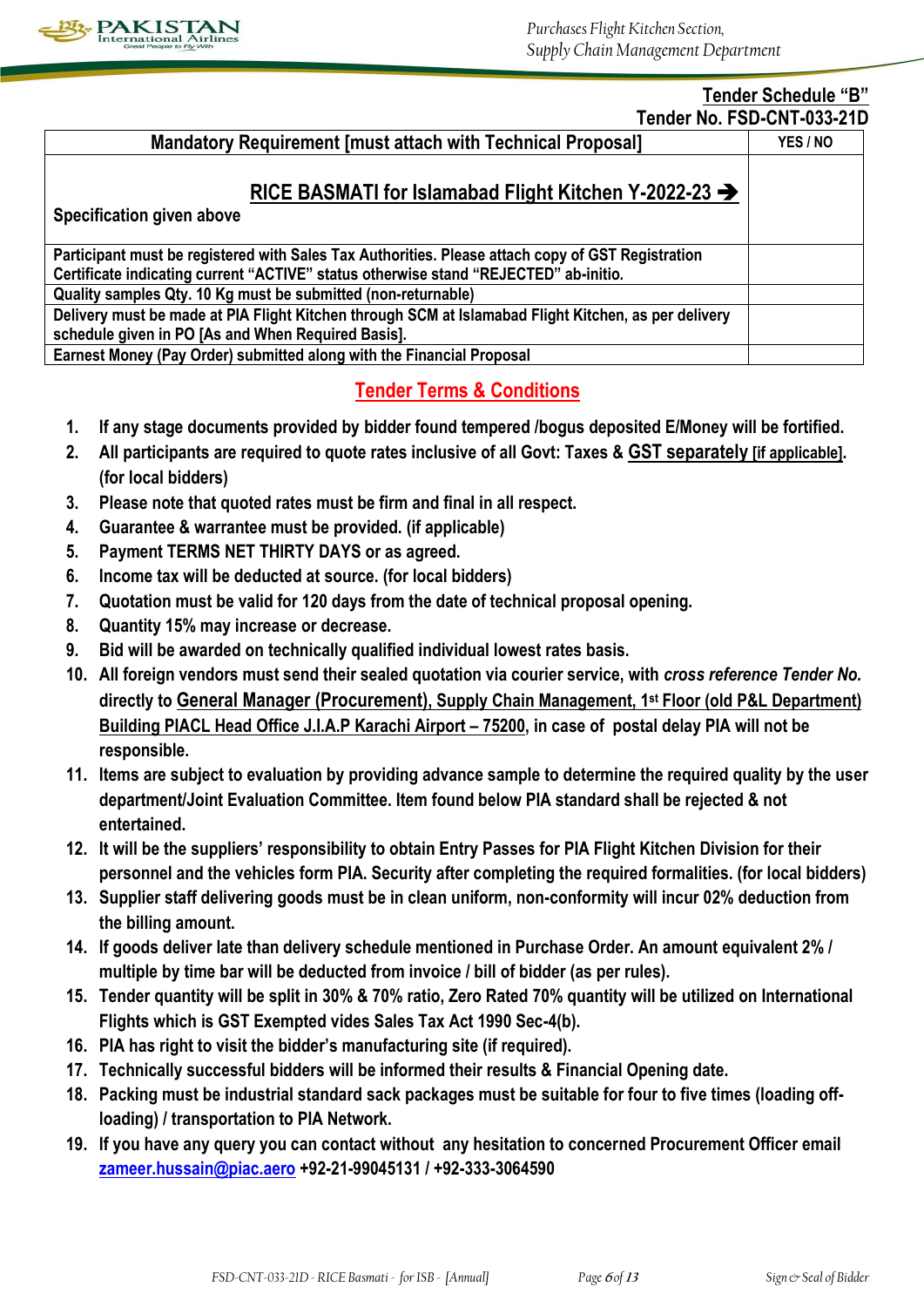## Tender Schedule "B"

**Tender No. FSD-CNT-033-21D**

| Mandatory Requirement [must attach with Technical Proposal] | YES / NO |
|---|---|
| **RICE BASMATI for Islamabad Flight Kitchen Y-2022-23 ➔**<br>Specification given above | |
| Participant must be registered with Sales Tax Authorities. Please attach copy of GST Registration Certificate indicating current "ACTIVE" status otherwise stand "REJECTED" ab-initio. | |
| Quality samples Qty. 10 Kg must be submitted (non-returnable) | |
| Delivery must be made at PIA Flight Kitchen through SCM at Islamabad Flight Kitchen, as per delivery schedule given in PO [As and When Required Basis]. | |
| Earnest Money (Pay Order) submitted along with the Financial Proposal | |

## Tender Terms & Conditions

1. If any stage documents provided by bidder found tempered /bogus deposited E/Money will be fortified.
2. All participants are required to quote rates inclusive of all Govt: Taxes & GST separately [if applicable]. (for local bidders)
3. Please note that quoted rates must be firm and final in all respect.
4. Guarantee & warrantee must be provided. (if applicable)
5. Payment TERMS NET THIRTY DAYS or as agreed.
6. Income tax will be deducted at source. (for local bidders)
7. Quotation must be valid for 120 days from the date of technical proposal opening.
8. Quantity 15% may increase or decrease.
9. Bid will be awarded on technically qualified individual lowest rates basis.
10. All foreign vendors must send their sealed quotation via courier service, with *cross reference Tender No.* directly to General Manager (Procurement), Supply Chain Management, 1st Floor (old P&L Department) Building PIACL Head Office J.I.A.P Karachi Airport – 75200, in case of postal delay PIA will not be responsible.
11. Items are subject to evaluation by providing advance sample to determine the required quality by the user department/Joint Evaluation Committee. Item found below PIA standard shall be rejected & not entertained.
12. It will be the suppliers' responsibility to obtain Entry Passes for PIA Flight Kitchen Division for their personnel and the vehicles form PIA. Security after completing the required formalities. (for local bidders)
13. Supplier staff delivering goods must be in clean uniform, non-conformity will incur 02% deduction from the billing amount.
14. If goods deliver late than delivery schedule mentioned in Purchase Order. An amount equivalent 2% / multiple by time bar will be deducted from invoice / bill of bidder (as per rules).
15. Tender quantity will be split in 30% & 70% ratio, Zero Rated 70% quantity will be utilized on International Flights which is GST Exempted vides Sales Tax Act 1990 Sec-4(b).
16. PIA has right to visit the bidder's manufacturing site (if required).
17. Technically successful bidders will be informed their results & Financial Opening date.
18. Packing must be industrial standard sack packages must be suitable for four to five times (loading off-loading) / transportation to PIA Network.
19. If you have any query you can contact without any hesitation to concerned Procurement Officer email zameer.hussain@piac.aero +92-21-99045131 / +92-333-3064590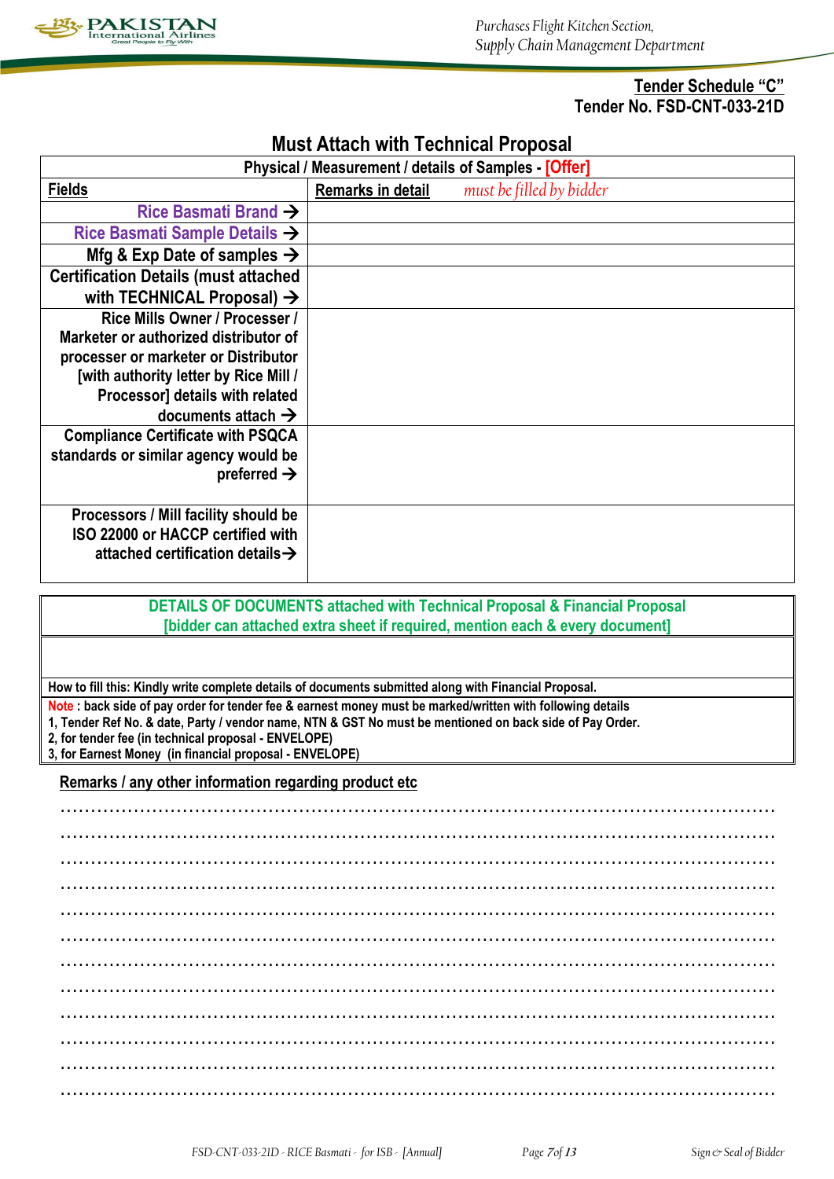Tender Schedule "C"
Tender No. FSD-CNT-033-21D

## Must Attach with Technical Proposal

| Physical / Measurement / details of Samples - [Offer] | |
|---|---|
| **Fields** | **Remarks in detail** *must be filled by bidder* |
| Rice Basmati Brand → | |
| Rice Basmati Sample Details → | |
| Mfg & Exp Date of samples → | |
| Certification Details (must attached with TECHNICAL Proposal) → | |
| Rice Mills Owner / Processer / Marketer or authorized distributor of processer or marketer or Distributor [with authority letter by Rice Mill / Processor] details with related documents attach → | |
| Compliance Certificate with PSQCA standards or similar agency would be preferred → | |
| Processors / Mill facility should be ISO 22000 or HACCP certified with attached certification details→ | |

| DETAILS OF DOCUMENTS attached with Technical Proposal & Financial Proposal [bidder can attached extra sheet if required, mention each & every document] |
|---|
| |
| How to fill this: Kindly write complete details of documents submitted along with Financial Proposal. |
| Note : back side of pay order for tender fee & earnest money must be marked/written with following details<br>1, Tender Ref No. & date, Party / vendor name, NTN & GST No must be mentioned on back side of Pay Order.<br>2, for tender fee (in technical proposal - ENVELOPE)<br>3, for Earnest Money (in financial proposal - ENVELOPE) |

**Remarks / any other information regarding product etc**

.....................................................................................................................

.....................................................................................................................

.....................................................................................................................

.....................................................................................................................

.....................................................................................................................

.....................................................................................................................

.....................................................................................................................

.....................................................................................................................

.....................................................................................................................

.....................................................................................................................

.....................................................................................................................

.....................................................................................................................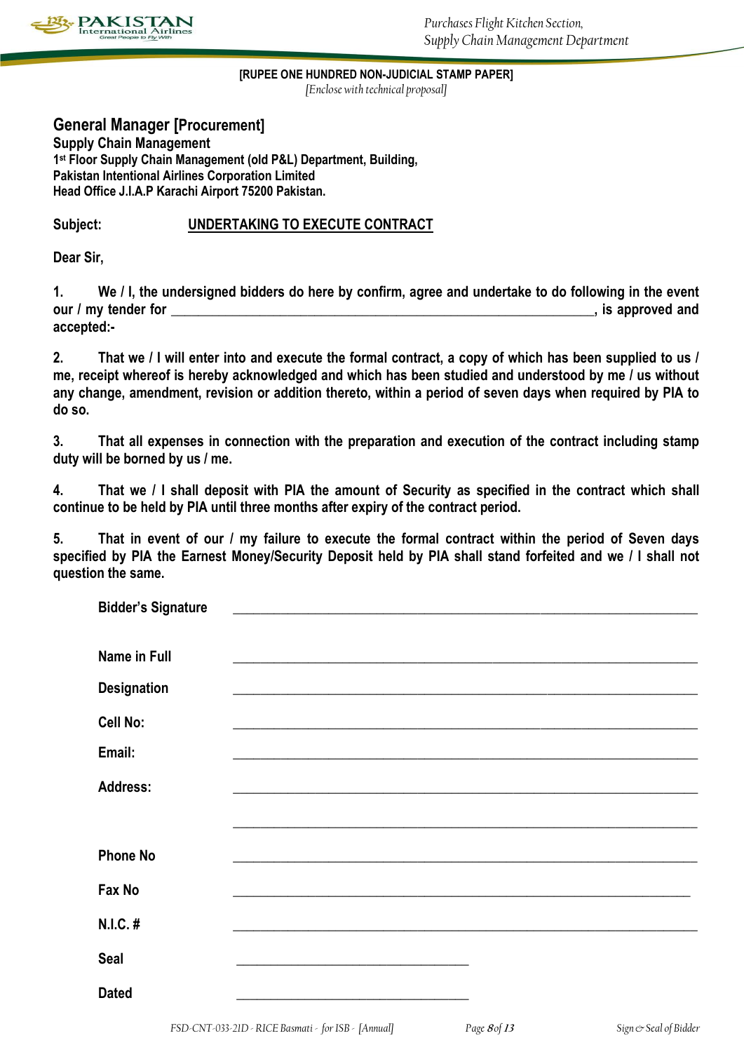**[RUPEE ONE HUNDRED NON-JUDICIAL STAMP PAPER]**
*[Enclose with technical proposal]*

## General Manager [Procurement]

**Supply Chain Management**
**1st Floor Supply Chain Management (old P&L) Department, Building,**
**Pakistan Intentional Airlines Corporation Limited**
**Head Office J.I.A.P Karachi Airport 75200 Pakistan.**

**Subject: UNDERTAKING TO EXECUTE CONTRACT**

**Dear Sir,**

**1. We / I, the undersigned bidders do here by confirm, agree and undertake to do following in the event our / my tender for \_\_\_\_\_\_\_\_\_\_\_\_\_\_\_\_\_\_\_\_\_\_\_\_\_\_\_\_\_\_\_\_\_\_\_\_\_\_\_\_\_\_\_\_\_\_\_\_\_\_\_\_, is approved and accepted:-**

**2. That we / I will enter into and execute the formal contract, a copy of which has been supplied to us / me, receipt whereof is hereby acknowledged and which has been studied and understood by me / us without any change, amendment, revision or addition thereto, within a period of seven days when required by PIA to do so.**

**3. That all expenses in connection with the preparation and execution of the contract including stamp duty will be borned by us / me.**

**4. That we / I shall deposit with PIA the amount of Security as specified in the contract which shall continue to be held by PIA until three months after expiry of the contract period.**

**5. That in event of our / my failure to execute the formal contract within the period of Seven days specified by PIA the Earnest Money/Security Deposit held by PIA shall stand forfeited and we / I shall not question the same.**

**Bidder's Signature** \_\_\_\_\_\_\_\_\_\_\_\_\_\_\_\_\_\_\_\_\_\_\_\_\_\_\_\_\_\_\_\_\_\_\_\_\_\_\_\_

**Name in Full** \_\_\_\_\_\_\_\_\_\_\_\_\_\_\_\_\_\_\_\_\_\_\_\_\_\_\_\_\_\_\_\_\_\_\_\_\_\_\_\_

**Designation** \_\_\_\_\_\_\_\_\_\_\_\_\_\_\_\_\_\_\_\_\_\_\_\_\_\_\_\_\_\_\_\_\_\_\_\_\_\_\_\_

**Cell No:** \_\_\_\_\_\_\_\_\_\_\_\_\_\_\_\_\_\_\_\_\_\_\_\_\_\_\_\_\_\_\_\_\_\_\_\_\_\_\_\_

**Email:** \_\_\_\_\_\_\_\_\_\_\_\_\_\_\_\_\_\_\_\_\_\_\_\_\_\_\_\_\_\_\_\_\_\_\_\_\_\_\_\_

**Address:** \_\_\_\_\_\_\_\_\_\_\_\_\_\_\_\_\_\_\_\_\_\_\_\_\_\_\_\_\_\_\_\_\_\_\_\_\_\_\_\_

\_\_\_\_\_\_\_\_\_\_\_\_\_\_\_\_\_\_\_\_\_\_\_\_\_\_\_\_\_\_\_\_\_\_\_\_\_\_\_\_

**Phone No** \_\_\_\_\_\_\_\_\_\_\_\_\_\_\_\_\_\_\_\_\_\_\_\_\_\_\_\_\_\_\_\_\_\_\_\_\_\_\_\_

**Fax No** \_\_\_\_\_\_\_\_\_\_\_\_\_\_\_\_\_\_\_\_\_\_\_\_\_\_\_\_\_\_\_\_\_\_\_\_\_\_\_\_

**N.I.C. #** \_\_\_\_\_\_\_\_\_\_\_\_\_\_\_\_\_\_\_\_\_\_\_\_\_\_\_\_\_\_\_\_\_\_\_\_\_\_\_\_

**Seal** \_\_\_\_\_\_\_\_\_\_\_\_\_\_\_\_\_\_\_\_\_\_\_\_

**Dated** \_\_\_\_\_\_\_\_\_\_\_\_\_\_\_\_\_\_\_\_\_\_\_\_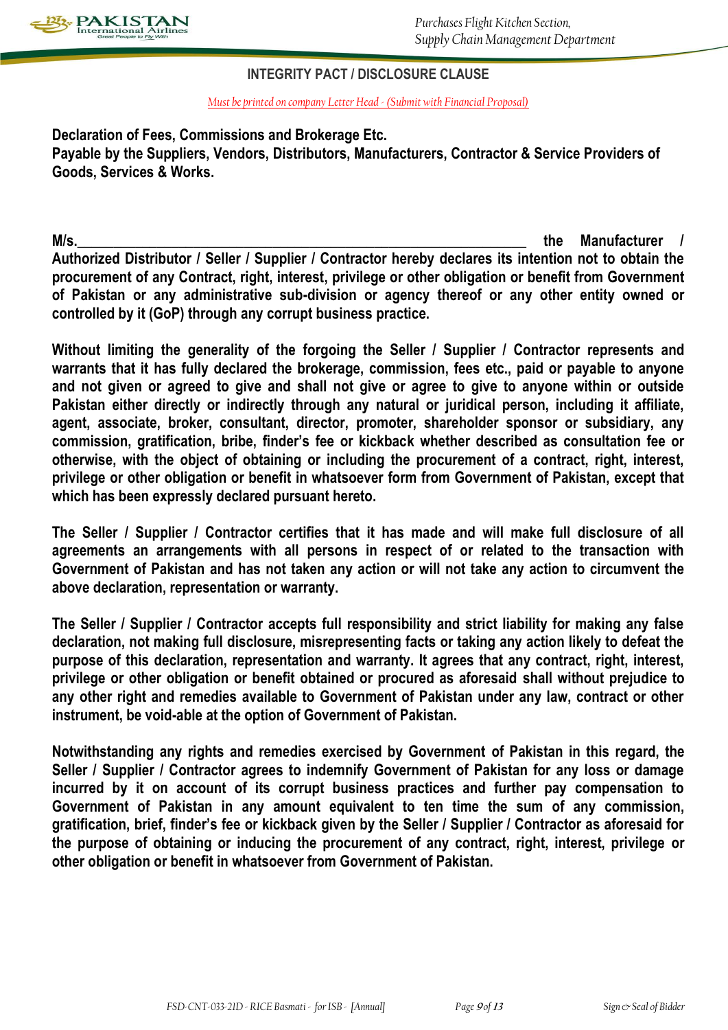## INTEGRITY PACT / DISCLOSURE CLAUSE

*Must be printed on company Letter Head - (Submit with Financial Proposal)*

**Declaration of Fees, Commissions and Brokerage Etc.**
**Payable by the Suppliers, Vendors, Distributors, Manufacturers, Contractor & Service Providers of Goods, Services & Works.**

**M/s.________________________________________________________________ the Manufacturer / Authorized Distributor / Seller / Supplier / Contractor hereby declares its intention not to obtain the procurement of any Contract, right, interest, privilege or other obligation or benefit from Government of Pakistan or any administrative sub-division or agency thereof or any other entity owned or controlled by it (GoP) through any corrupt business practice.**

**Without limiting the generality of the forgoing the Seller / Supplier / Contractor represents and warrants that it has fully declared the brokerage, commission, fees etc., paid or payable to anyone and not given or agreed to give and shall not give or agree to give to anyone within or outside Pakistan either directly or indirectly through any natural or juridical person, including it affiliate, agent, associate, broker, consultant, director, promoter, shareholder sponsor or subsidiary, any commission, gratification, bribe, finder's fee or kickback whether described as consultation fee or otherwise, with the object of obtaining or including the procurement of a contract, right, interest, privilege or other obligation or benefit in whatsoever form from Government of Pakistan, except that which has been expressly declared pursuant hereto.**

**The Seller / Supplier / Contractor certifies that it has made and will make full disclosure of all agreements an arrangements with all persons in respect of or related to the transaction with Government of Pakistan and has not taken any action or will not take any action to circumvent the above declaration, representation or warranty.**

**The Seller / Supplier / Contractor accepts full responsibility and strict liability for making any false declaration, not making full disclosure, misrepresenting facts or taking any action likely to defeat the purpose of this declaration, representation and warranty. It agrees that any contract, right, interest, privilege or other obligation or benefit obtained or procured as aforesaid shall without prejudice to any other right and remedies available to Government of Pakistan under any law, contract or other instrument, be void-able at the option of Government of Pakistan.**

**Notwithstanding any rights and remedies exercised by Government of Pakistan in this regard, the Seller / Supplier / Contractor agrees to indemnify Government of Pakistan for any loss or damage incurred by it on account of its corrupt business practices and further pay compensation to Government of Pakistan in any amount equivalent to ten time the sum of any commission, gratification, brief, finder's fee or kickback given by the Seller / Supplier / Contractor as aforesaid for the purpose of obtaining or inducing the procurement of any contract, right, interest, privilege or other obligation or benefit in whatsoever from Government of Pakistan.**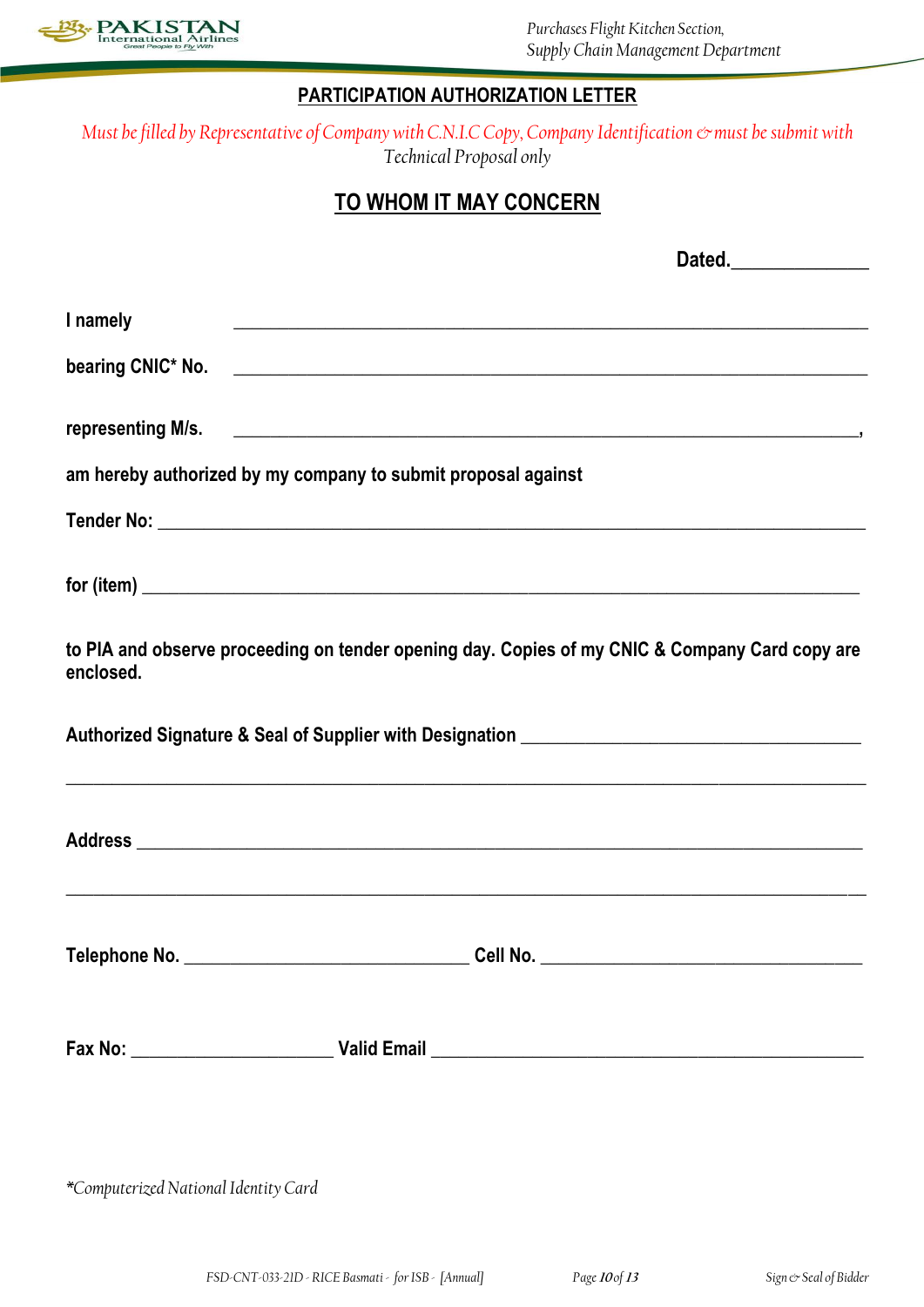## PARTICIPATION AUTHORIZATION LETTER

*Must be filled by Representative of Company with C.N.I.C Copy, Company Identification & must be submit with Technical Proposal only*

## TO WHOM IT MAY CONCERN

**Dated.______________**

**I namely** ________________________________________________________________

**bearing CNIC* No.** ________________________________________________________________

**representing M/s.** ________________________________________________________________,

**am hereby authorized by my company to submit proposal against**

**Tender No:** ________________________________________________________________

**for (item)** ________________________________________________________________

**to PIA and observe proceeding on tender opening day. Copies of my CNIC & Company Card copy are enclosed.**

**Authorized Signature & Seal of Supplier with Designation** ____________________________________

________________________________________________________________________________

**Address** ________________________________________________________________________

________________________________________________________________________________

**Telephone No.** ______________________________ **Cell No.** __________________________________

**Fax No:** ____________________ **Valid Email** ____________________________________________

*\*Computerized National Identity Card*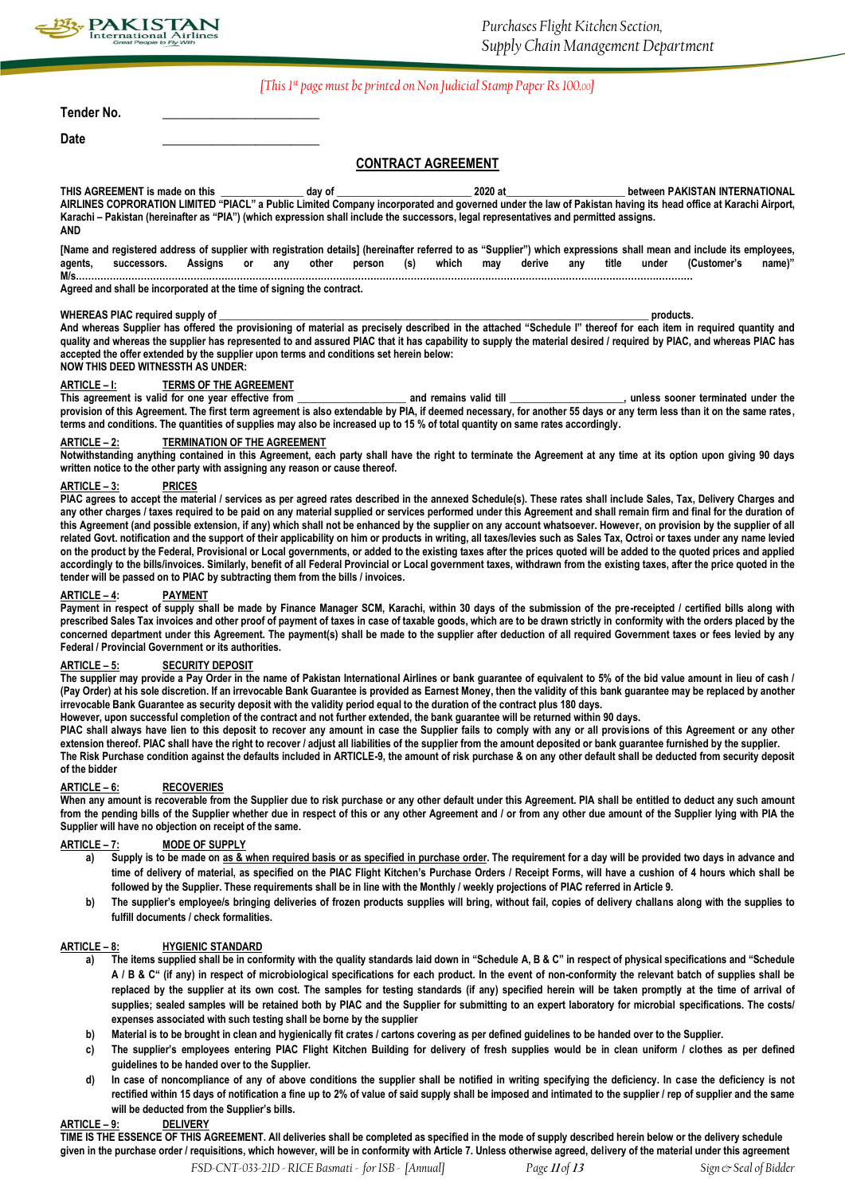*[This 1st page must be printed on Non Judicial Stamp Paper Rs 100.00]*

**Tender No.** ________________________

**Date** ________________________

## CONTRACT AGREEMENT

**THIS AGREEMENT is made on this ______________ day of ______________________ 2020 at____________________ between PAKISTAN INTERNATIONAL AIRLINES COPRORATION LIMITED "PIACL" a Public Limited Company incorporated and governed under the law of Pakistan having its head office at Karachi Airport, Karachi – Pakistan (hereinafter as "PIA") (which expression shall include the successors, legal representatives and permitted assigns.**

**AND**

**[Name and registered address of supplier with registration details] (hereinafter referred to as "Supplier") which expressions shall mean and include its employees, agents, successors. Assigns or any other person (s) which may derive any title under (Customer's name)" M/s.................................................................................................................................................................................................**

**Agreed and shall be incorporated at the time of signing the contract.**

**WHEREAS PIAC required supply of ______________________________________________________________________________ products.**

**And whereas Supplier has offered the provisioning of material as precisely described in the attached "Schedule I" thereof for each item in required quantity and quality and whereas the supplier has represented to and assured PIAC that it has capability to supply the material desired / required by PIAC, and whereas PIAC has accepted the offer extended by the supplier upon terms and conditions set herein below:**

**NOW THIS DEED WITNESSTH AS UNDER:**

### ARTICLE – I: TERMS OF THE AGREEMENT

**This agreement is valid for one year effective from ___________________ and remains valid till ___________________, unless sooner terminated under the provision of this Agreement. The first term agreement is also extendable by PIA, if deemed necessary, for another 55 days or any term less than it on the same rates, terms and conditions. The quantities of supplies may also be increased up to 15 % of total quantity on same rates accordingly.**

### ARTICLE – 2: TERMINATION OF THE AGREEMENT

**Notwithstanding anything contained in this Agreement, each party shall have the right to terminate the Agreement at any time at its option upon giving 90 days written notice to the other party with assigning any reason or cause thereof.**

### ARTICLE – 3: PRICES

**PIAC agrees to accept the material / services as per agreed rates described in the annexed Schedule(s). These rates shall include Sales, Tax, Delivery Charges and any other charges / taxes required to be paid on any material supplied or services performed under this Agreement and shall remain firm and final for the duration of this Agreement (and possible extension, if any) which shall not be enhanced by the supplier on any account whatsoever. However, on provision by the supplier of all related Govt. notification and the support of their applicability on him or products in writing, all taxes/levies such as Sales Tax, Octroi or taxes under any name levied on the product by the Federal, Provisional or Local governments, or added to the existing taxes after the prices quoted will be added to the quoted prices and applied accordingly to the bills/invoices. Similarly, benefit of all Federal Provincial or Local government taxes, withdrawn from the existing taxes, after the price quoted in the tender will be passed on to PIAC by subtracting them from the bills / invoices.**

### ARTICLE – 4: PAYMENT

**Payment in respect of supply shall be made by Finance Manager SCM, Karachi, within 30 days of the submission of the pre-receipted / certified bills along with prescribed Sales Tax invoices and other proof of payment of taxes in case of taxable goods, which are to be drawn strictly in conformity with the orders placed by the concerned department under this Agreement. The payment(s) shall be made to the supplier after deduction of all required Government taxes or fees levied by any Federal / Provincial Government or its authorities.**

### ARTICLE – 5: SECURITY DEPOSIT

**The supplier may provide a Pay Order in the name of Pakistan International Airlines or bank guarantee of equivalent to 5% of the bid value amount in lieu of cash / (Pay Order) at his sole discretion. If an irrevocable Bank Guarantee is provided as Earnest Money, then the validity of this bank guarantee may be replaced by another irrevocable Bank Guarantee as security deposit with the validity period equal to the duration of the contract plus 180 days.**

**However, upon successful completion of the contract and not further extended, the bank guarantee will be returned within 90 days.**

**PIAC shall always have lien to this deposit to recover any amount in case the Supplier fails to comply with any or all provisions of this Agreement or any other extension thereof. PIAC shall have the right to recover / adjust all liabilities of the supplier from the amount deposited or bank guarantee furnished by the supplier.**

**The Risk Purchase condition against the defaults included in ARTICLE-9, the amount of risk purchase & on any other default shall be deducted from security deposit of the bidder**

### ARTICLE – 6: RECOVERIES

**When any amount is recoverable from the Supplier due to risk purchase or any other default under this Agreement. PIA shall be entitled to deduct any such amount from the pending bills of the Supplier whether due in respect of this or any other Agreement and / or from any other due amount of the Supplier lying with PIA the Supplier will have no objection on receipt of the same.**

### ARTICLE – 7: MODE OF SUPPLY

a) **Supply is to be made on <u>as & when required basis or as specified in purchase order</u>. The requirement for a day will be provided two days in advance and time of delivery of material, as specified on the PIAC Flight Kitchen's Purchase Orders / Receipt Forms, will have a cushion of 4 hours which shall be followed by the Supplier. These requirements shall be in line with the Monthly / weekly projections of PIAC referred in Article 9.**

b) **The supplier's employee/s bringing deliveries of frozen products supplies will bring, without fail, copies of delivery challans along with the supplies to fulfill documents / check formalities.**

### ARTICLE – 8: HYGIENIC STANDARD

a) **The items supplied shall be in conformity with the quality standards laid down in "Schedule A, B & C" in respect of physical specifications and "Schedule A / B & C" (if any) in respect of microbiological specifications for each product. In the event of non-conformity the relevant batch of supplies shall be replaced by the supplier at its own cost. The samples for testing standards (if any) specified herein will be taken promptly at the time of arrival of supplies; sealed samples will be retained both by PIAC and the Supplier for submitting to an expert laboratory for microbial specifications. The costs/ expenses associated with such testing shall be borne by the supplier**

b) **Material is to be brought in clean and hygienically fit crates / cartons covering as per defined guidelines to be handed over to the Supplier.**

c) **The supplier's employees entering PIAC Flight Kitchen Building for delivery of fresh supplies would be in clean uniform / clothes as per defined guidelines to be handed over to the Supplier.**

d) **In case of noncompliance of any of above conditions the supplier shall be notified in writing specifying the deficiency. In case the deficiency is not rectified within 15 days of notification a fine up to 2% of value of said supply shall be imposed and intimated to the supplier / rep of supplier and the same will be deducted from the Supplier's bills.**

### ARTICLE – 9: DELIVERY

**TIME IS THE ESSENCE OF THIS AGREEMENT. All deliveries shall be completed as specified in the mode of supply described herein below or the delivery schedule given in the purchase order / requisitions, which however, will be in conformity with Article 7. Unless otherwise agreed, delivery of the material under this agreement**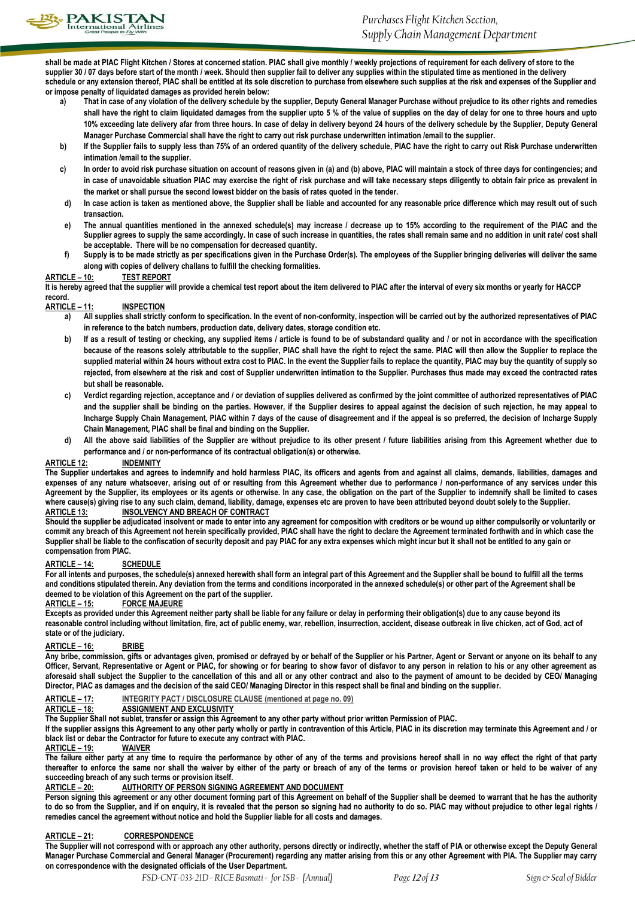**shall be made at PIAC Flight Kitchen / Stores at concerned station. PIAC shall give monthly / weekly projections of requirement for each delivery of store to the supplier 30 / 07 days before start of the month / week. Should then supplier fail to deliver any supplies within the stipulated time as mentioned in the delivery schedule or any extension thereof, PIAC shall be entitled at its sole discretion to purchase from elsewhere such supplies at the risk and expenses of the Supplier and or impose penalty of liquidated damages as provided herein below:**

- **a)** **That in case of any violation of the delivery schedule by the supplier, Deputy General Manager Purchase without prejudice to its other rights and remedies shall have the right to claim liquidated damages from the supplier upto 5 % of the value of supplies on the day of delay for one to three hours and upto 10% exceeding late delivery afar from three hours. In case of delay in delivery beyond 24 hours of the delivery schedule by the Supplier, Deputy General Manager Purchase Commercial shall have the right to carry out risk purchase underwritten intimation /email to the supplier.**
- **b)** **If the Supplier fails to supply less than 75% of an ordered quantity of the delivery schedule, PIAC have the right to carry out Risk Purchase underwritten intimation /email to the supplier.**
- **c)** **In order to avoid risk purchase situation on account of reasons given in (a) and (b) above, PIAC will maintain a stock of three days for contingencies; and in case of unavoidable situation PIAC may exercise the right of risk purchase and will take necessary steps diligently to obtain fair price as prevalent in the market or shall pursue the second lowest bidder on the basis of rates quoted in the tender.**
- **d)** **In case action is taken as mentioned above, the Supplier shall be liable and accounted for any reasonable price difference which may result out of such transaction.**
- **e)** **The annual quantities mentioned in the annexed schedule(s) may increase / decrease up to 15% according to the requirement of the PIAC and the Supplier agrees to supply the same accordingly. In case of such increase in quantities, the rates shall remain same and no addition in unit rate/ cost shall be acceptable. There will be no compensation for decreased quantity.**
- **f)** **Supply is to be made strictly as per specifications given in the Purchase Order(s). The employees of the Supplier bringing deliveries will deliver the same along with copies of delivery challans to fulfill the checking formalities.**

**ARTICLE – 10: TEST REPORT**

**It is hereby agreed that the supplier will provide a chemical test report about the item delivered to PIAC after the interval of every six months or yearly for HACCP record.**

**ARTICLE – 11: INSPECTION**

- **a)** **All supplies shall strictly conform to specification. In the event of non-conformity, inspection will be carried out by the authorized representatives of PIAC in reference to the batch numbers, production date, delivery dates, storage condition etc.**
- **b)** **If as a result of testing or checking, any supplied items / article is found to be of substandard quality and / or not in accordance with the specification because of the reasons solely attributable to the supplier, PIAC shall have the right to reject the same. PIAC will then allow the Supplier to replace the supplied material within 24 hours without extra cost to PIAC. In the event the Supplier fails to replace the quantity, PIAC may buy the quantity of supply so rejected, from elsewhere at the risk and cost of Supplier underwritten intimation to the Supplier. Purchases thus made may exceed the contracted rates but shall be reasonable.**
- **c)** **Verdict regarding rejection, acceptance and / or deviation of supplies delivered as confirmed by the joint committee of authorized representatives of PIAC and the supplier shall be binding on the parties. However, if the Supplier desires to appeal against the decision of such rejection, he may appeal to Incharge Supply Chain Management, PIAC within 7 days of the cause of disagreement and if the appeal is so preferred, the decision of Incharge Supply Chain Management, PIAC shall be final and binding on the Supplier.**
- **d)** **All the above said liabilities of the Supplier are without prejudice to its other present / future liabilities arising from this Agreement whether due to performance and / or non-performance of its contractual obligation(s) or otherwise.**

**ARTICLE 12: INDEMNITY**

**The Supplier undertakes and agrees to indemnify and hold harmless PIAC, its officers and agents from and against all claims, demands, liabilities, damages and expenses of any nature whatsoever, arising out of or resulting from this Agreement whether due to performance / non-performance of any services under this Agreement by the Supplier, its employees or its agents or otherwise. In any case, the obligation on the part of the Supplier to indemnify shall be limited to cases where cause(s) giving rise to any such claim, demand, liability, damage, expenses etc are proven to have been attributed beyond doubt solely to the Supplier.**

**ARTICLE 13: INSOLVENCY AND BREACH OF CONTRACT**

**Should the supplier be adjudicated insolvent or made to enter into any agreement for composition with creditors or be wound up either compulsorily or voluntarily or commit any breach of this Agreement not herein specifically provided, PIAC shall have the right to declare the Agreement terminated forthwith and in which case the Supplier shall be liable to the confiscation of security deposit and pay PIAC for any extra expenses which might incur but it shall not be entitled to any gain or compensation from PIAC.**

**ARTICLE – 14: SCHEDULE**

**For all intents and purposes, the schedule(s) annexed herewith shall form an integral part of this Agreement and the Supplier shall be bound to fulfill all the terms and conditions stipulated therein. Any deviation from the terms and conditions incorporated in the annexed schedule(s) or other part of the Agreement shall be deemed to be violation of this Agreement on the part of the supplier.**

**ARTICLE – 15: FORCE MAJEURE**

**Excepts as provided under this Agreement neither party shall be liable for any failure or delay in performing their obligation(s) due to any cause beyond its reasonable control including without limitation, fire, act of public enemy, war, rebellion, insurrection, accident, disease outbreak in live chicken, act of God, act of state or of the judiciary.**

**ARTICLE – 16: BRIBE**

**Any bribe, commission, gifts or advantages given, promised or defrayed by or behalf of the Supplier or his Partner, Agent or Servant or anyone on its behalf to any Officer, Servant, Representative or Agent or PIAC, for showing or for bearing to show favor of disfavor to any person in relation to his or any other agreement as aforesaid shall subject the Supplier to the cancellation of this and all or any other contract and also to the payment of amount to be decided by CEO/ Managing Director, PIAC as damages and the decision of the said CEO/ Managing Director in this respect shall be final and binding on the supplier.**

**ARTICLE – 17: INTEGRITY PACT / DISCLOSURE CLAUSE (mentioned at page no. 09)**

**ARTICLE – 18: ASSIGNMENT AND EXCLUSIVITY**

**The Supplier Shall not sublet, transfer or assign this Agreement to any other party without prior written Permission of PIAC.**

**If the supplier assigns this Agreement to any other party wholly or partly in contravention of this Article, PIAC in its discretion may terminate this Agreement and / or black list or debar the Contractor for future to execute any contract with PIAC.**

**ARTICLE – 19: WAIVER**

**The failure either party at any time to require the performance by other of any of the terms and provisions hereof shall in no way effect the right of that party thereafter to enforce the same nor shall the waiver by either of the party or breach of any of the terms or provision hereof taken or held to be waiver of any succeeding breach of any such terms or provision itself.**

**ARTICLE – 20: AUTHORITY OF PERSON SIGNING AGREEMENT AND DOCUMENT**

**Person signing this agreement or any other document forming part of this Agreement on behalf of the Supplier shall be deemed to warrant that he has the authority to do so from the Supplier, and if on enquiry, it is revealed that the person so signing had no authority to do so. PIAC may without prejudice to other legal rights / remedies cancel the agreement without notice and hold the Supplier liable for all costs and damages.**

**ARTICLE – 21: CORRESPONDENCE**

**The Supplier will not correspond with or approach any other authority, persons directly or indirectly, whether the staff of PIA or otherwise except the Deputy General Manager Purchase Commercial and General Manager (Procurement) regarding any matter arising from this or any other Agreement with PIA. The Supplier may carry on correspondence with the designated officials of the User Department.**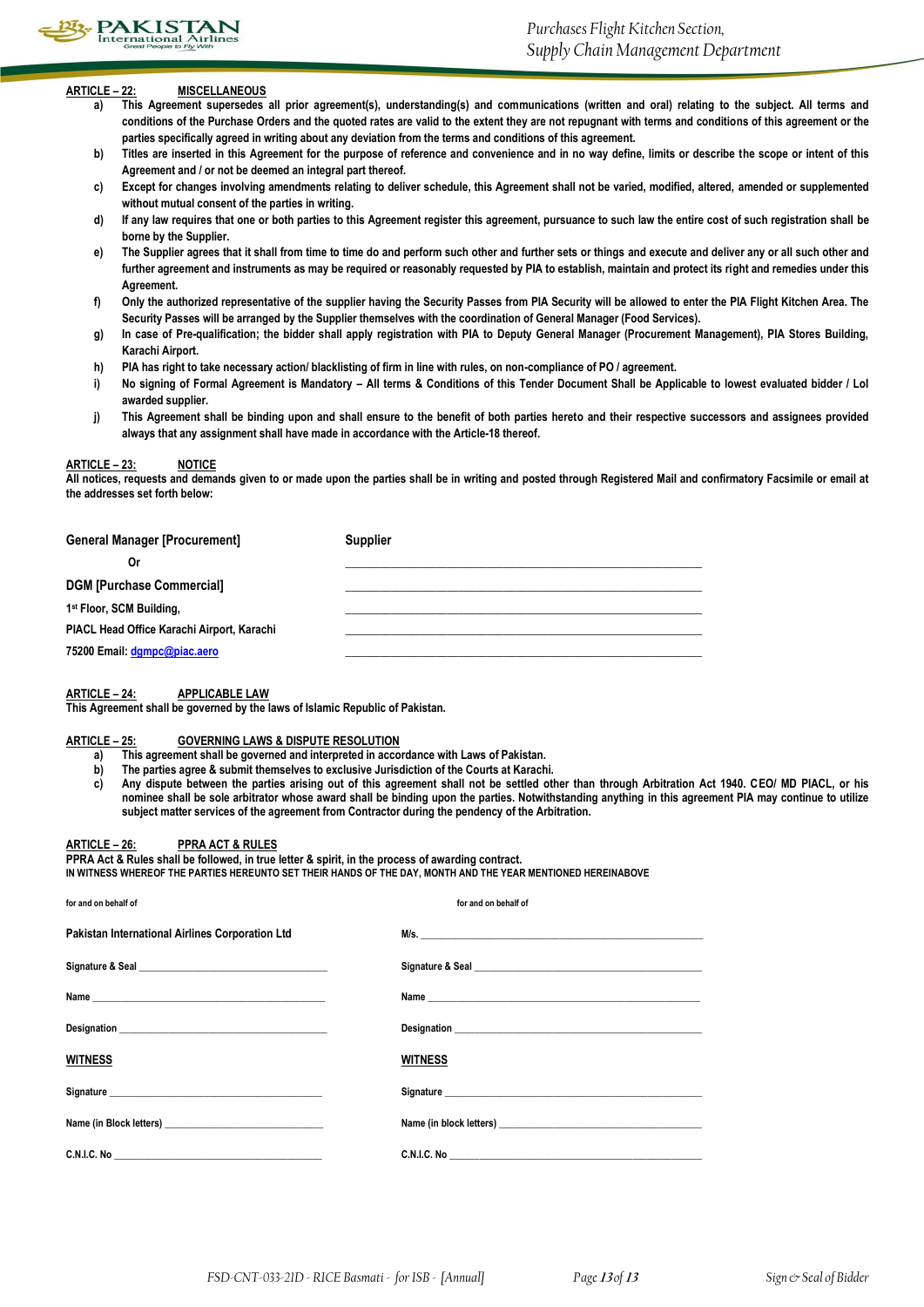**ARTICLE – 22: MISCELLANEOUS**

a) This Agreement supersedes all prior agreement(s), understanding(s) and communications (written and oral) relating to the subject. All terms and conditions of the Purchase Orders and the quoted rates are valid to the extent they are not repugnant with terms and conditions of this agreement or the parties specifically agreed in writing about any deviation from the terms and conditions of this agreement.

b) Titles are inserted in this Agreement for the purpose of reference and convenience and in no way define, limits or describe the scope or intent of this Agreement and / or not be deemed an integral part thereof.

c) Except for changes involving amendments relating to deliver schedule, this Agreement shall not be varied, modified, altered, amended or supplemented without mutual consent of the parties in writing.

d) If any law requires that one or both parties to this Agreement register this agreement, pursuance to such law the entire cost of such registration shall be borne by the Supplier.

e) The Supplier agrees that it shall from time to time do and perform such other and further sets or things and execute and deliver any or all such other and further agreement and instruments as may be required or reasonably requested by PIA to establish, maintain and protect its right and remedies under this Agreement.

f) Only the authorized representative of the supplier having the Security Passes from PIA Security will be allowed to enter the PIA Flight Kitchen Area. The Security Passes will be arranged by the Supplier themselves with the coordination of General Manager (Food Services).

g) In case of Pre-qualification; the bidder shall apply registration with PIA to Deputy General Manager (Procurement Management), PIA Stores Building, Karachi Airport.

h) PIA has right to take necessary action/ blacklisting of firm in line with rules, on non-compliance of PO / agreement.

i) No signing of Formal Agreement is Mandatory – All terms & Conditions of this Tender Document Shall be Applicable to lowest evaluated bidder / LoI awarded supplier.

j) This Agreement shall be binding upon and shall ensure to the benefit of both parties hereto and their respective successors and assignees provided always that any assignment shall have made in accordance with the Article-18 thereof.

**ARTICLE – 23: NOTICE**

All notices, requests and demands given to or made upon the parties shall be in writing and posted through Registered Mail and confirmatory Facsimile or email at the addresses set forth below:

| | |
|---|---|
| **General Manager [Procurement]** | **Supplier** |
| Or | ______________________________ |
| **DGM [Purchase Commercial]** | ______________________________ |
| 1st Floor, SCM Building, | ______________________________ |
| PIACL Head Office Karachi Airport, Karachi | ______________________________ |
| 75200 Email: dgmpc@piac.aero | ______________________________ |

**ARTICLE – 24: APPLICABLE LAW**

This Agreement shall be governed by the laws of Islamic Republic of Pakistan.

**ARTICLE – 25: GOVERNING LAWS & DISPUTE RESOLUTION**

a) This agreement shall be governed and interpreted in accordance with Laws of Pakistan.

b) The parties agree & submit themselves to exclusive Jurisdiction of the Courts at Karachi.

c) Any dispute between the parties arising out of this agreement shall not be settled other than through Arbitration Act 1940. CEO/ MD PIACL, or his nominee shall be sole arbitrator whose award shall be binding upon the parties. Notwithstanding anything in this agreement PIA may continue to utilize subject matter services of the agreement from Contractor during the pendency of the Arbitration.

**ARTICLE – 26: PPRA ACT & RULES**

PPRA Act & Rules shall be followed, in true letter & spirit, in the process of awarding contract.

IN WITNESS WHEREOF THE PARTIES HEREUNTO SET THEIR HANDS OF THE DAY, MONTH AND THE YEAR MENTIONED HEREINABOVE

| | |
|---|---|
| for and on behalf of | for and on behalf of |
| **Pakistan International Airlines Corporation Ltd** | M/s. ______________________________ |
| Signature & Seal ______________________ | Signature & Seal ______________________ |
| Name ______________________ | Name ______________________ |
| Designation ______________________ | Designation ______________________ |
| **WITNESS** | **WITNESS** |
| Signature ______________________ | Signature ______________________ |
| Name (in Block letters) ______________________ | Name (in block letters) ______________________ |
| C.N.I.C. No ______________________ | C.N.I.C. No ______________________ |